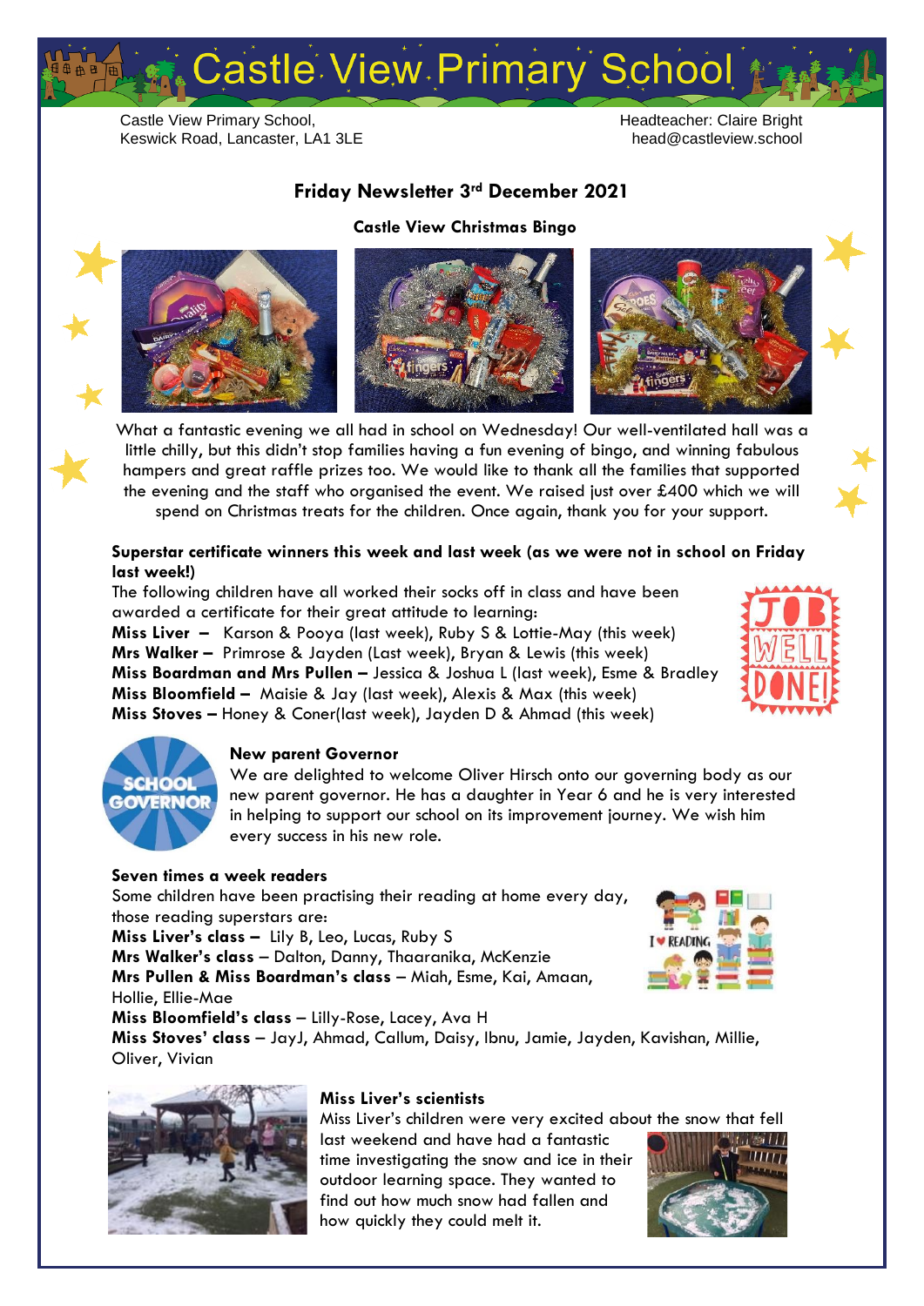# Castle View Primary School

Castle View Primary School,
Keswick Road, Lancaster, LA1 3LE

Headteacher: Claire Bright
head@castleview.school

## Friday Newsletter 3rd December 2021

### Castle View Christmas Bingo

What a fantastic evening we all had in school on Wednesday! Our well-ventilated hall was a little chilly, but this didn't stop families having a fun evening of bingo, and winning fabulous hampers and great raffle prizes too. We would like to thank all the families that supported the evening and the staff who organised the event. We raised just over £400 which we will spend on Christmas treats for the children. Once again, thank you for your support.

**Superstar certificate winners this week and last week (as we were not in school on Friday last week!)**

The following children have all worked their socks off in class and have been awarded a certificate for their great attitude to learning:

**Miss Liver –** Karson & Pooya (last week), Ruby S & Lottie-May (this week)
**Mrs Walker –** Primrose & Jayden (Last week), Bryan & Lewis (this week)
**Miss Boardman and Mrs Pullen –** Jessica & Joshua L (last week), Esme & Bradley
**Miss Bloomfield –** Maisie & Jay (last week), Alexis & Max (this week)
**Miss Stoves –** Honey & Coner(last week), Jayden D & Ahmad (this week)

**New parent Governor**

We are delighted to welcome Oliver Hirsch onto our governing body as our new parent governor. He has a daughter in Year 6 and he is very interested in helping to support our school on its improvement journey. We wish him every success in his new role.

**Seven times a week readers**

Some children have been practising their reading at home every day, those reading superstars are:

**Miss Liver's class –** Lily B, Leo, Lucas, Ruby S
**Mrs Walker's class –** Dalton, Danny, Thaaranika, McKenzie
**Mrs Pullen & Miss Boardman's class –** Miah, Esme, Kai, Amaan, Hollie, Ellie-Mae
**Miss Bloomfield's class –** Lilly-Rose, Lacey, Ava H
**Miss Stoves' class –** JayJ, Ahmad, Callum, Daisy, Ibnu, Jamie, Jayden, Kavishan, Millie, Oliver, Vivian

**Miss Liver's scientists**

Miss Liver's children were very excited about the snow that fell last weekend and have had a fantastic time investigating the snow and ice in their outdoor learning space. They wanted to find out how much snow had fallen and how quickly they could melt it.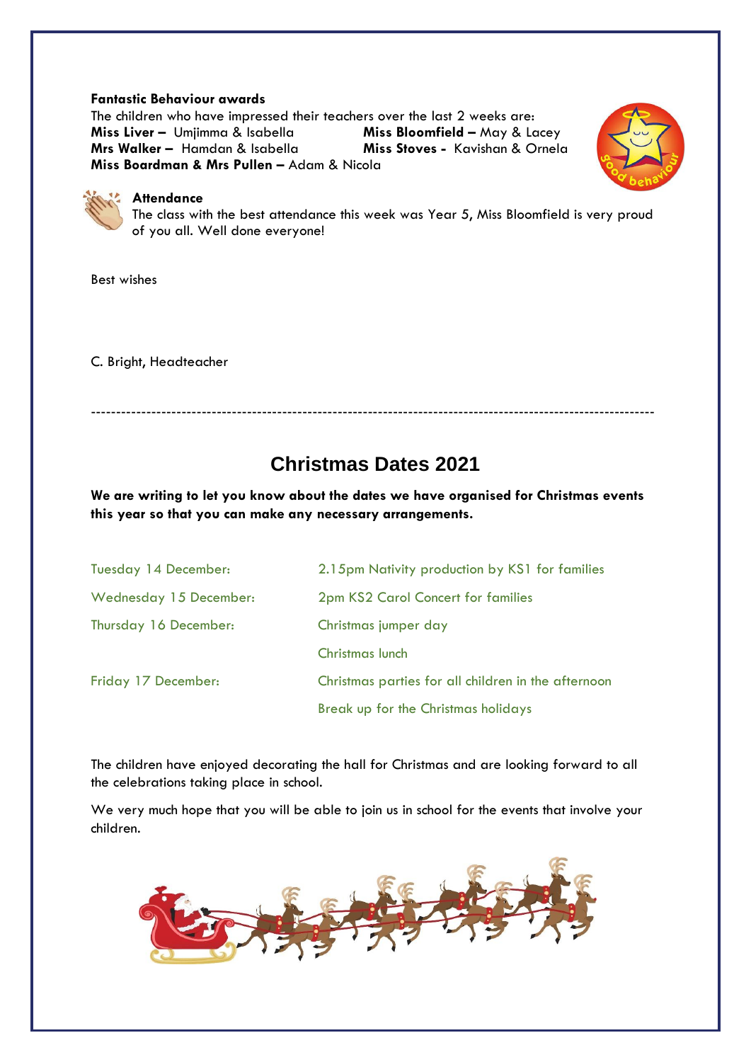**Fantastic Behaviour awards**

The children who have impressed their teachers over the last 2 weeks are:

**Miss Liver –** Umjimma & Isabella
**Miss Bloomfield –** May & Lacey
**Mrs Walker –** Hamdan & Isabella
**Miss Stoves -** Kavishan & Ornela
**Miss Boardman & Mrs Pullen –** Adam & Nicola

**Attendance**

The class with the best attendance this week was Year 5, Miss Bloomfield is very proud of you all. Well done everyone!

Best wishes

C. Bright, Headteacher

---

## Christmas Dates 2021

**We are writing to let you know about the dates we have organised for Christmas events this year so that you can make any necessary arrangements.**

| | |
|---|---|
| Tuesday 14 December: | 2.15pm Nativity production by KS1 for families |
| Wednesday 15 December: | 2pm KS2 Carol Concert for families |
| Thursday 16 December: | Christmas jumper day |
| | Christmas lunch |
| Friday 17 December: | Christmas parties for all children in the afternoon |
| | Break up for the Christmas holidays |

The children have enjoyed decorating the hall for Christmas and are looking forward to all the celebrations taking place in school.

We very much hope that you will be able to join us in school for the events that involve your children.